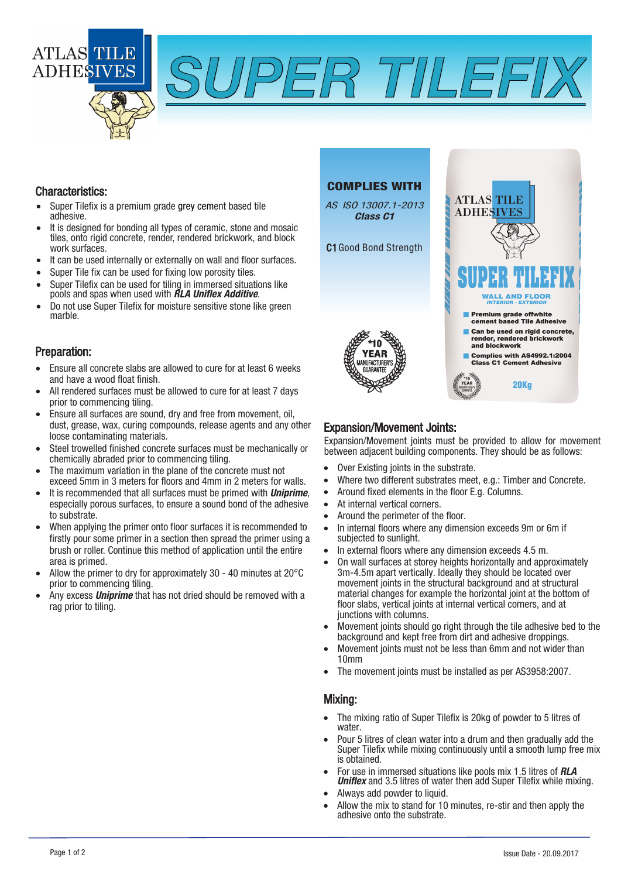ATLAS TILE ADHESIVES

# SUPER TILEFIX

## Characteristics:

- Super Tilefix is a premium grade grey cement based tile adhesive.
- It is designed for bonding all types of ceramic, stone and mosaic tiles, onto rigid concrete, render, rendered brickwork, and block work surfaces.
- It can be used internally or externally on wall and floor surfaces.
- Super Tile fix can be used for fixing low porosity tiles.
- Super Tilefix can be used for tiling in immersed situations like pools and spas when used with ***RLA Uniflex Additive***.
- Do not use Super Tilefix for moisture sensitive stone like green marble.

**COMPLIES WITH**

*AS ISO 13007.1-2013*
***Class C1***

**C1** Good Bond Strength

*10 YEAR MANUFACTURER'S GUARANTEE

ATLAS TILE ADHESIVES
SUPER TILEFIX
WALL AND FLOOR
INTERIOR - EXTERIOR
- Premium grade offwhite cement based Tile Adhesive
- Can be used on rigid concrete, render, rendered brickwork and blockwork
- Complies with AS4992.1:2004 Class C1 Cement Adhesive

*10 YEAR MANUFACTURER'S GUARANTEE
20Kg

## Preparation:

- Ensure all concrete slabs are allowed to cure for at least 6 weeks and have a wood float finish.
- All rendered surfaces must be allowed to cure for at least 7 days prior to commencing tiling.
- Ensure all surfaces are sound, dry and free from movement, oil, dust, grease, wax, curing compounds, release agents and any other loose contaminating materials.
- Steel trowelled finished concrete surfaces must be mechanically or chemically abraded prior to commencing tiling.
- The maximum variation in the plane of the concrete must not exceed 5mm in 3 meters for floors and 4mm in 2 meters for walls.
- It is recommended that all surfaces must be primed with ***Uniprime***, especially porous surfaces, to ensure a sound bond of the adhesive to substrate.
- When applying the primer onto floor surfaces it is recommended to firstly pour some primer in a section then spread the primer using a brush or roller. Continue this method of application until the entire area is primed.
- Allow the primer to dry for approximately 30 - 40 minutes at 20°C prior to commencing tiling.
- Any excess ***Uniprime*** that has not dried should be removed with a rag prior to tiling.

## Expansion/Movement Joints:

Expansion/Movement joints must be provided to allow for movement between adjacent building components. They should be as follows:

- Over Existing joints in the substrate.
- Where two different substrates meet, e.g.: Timber and Concrete.
- Around fixed elements in the floor E.g. Columns.
- At internal vertical corners.
- Around the perimeter of the floor.
- In internal floors where any dimension exceeds 9m or 6m if subjected to sunlight.
- In external floors where any dimension exceeds 4.5 m.
- On wall surfaces at storey heights horizontally and approximately 3m-4.5m apart vertically. Ideally they should be located over movement joints in the structural background and at structural material changes for example the horizontal joint at the bottom of floor slabs, vertical joints at internal vertical corners, and at junctions with columns.
- Movement joints should go right through the tile adhesive bed to the background and kept free from dirt and adhesive droppings.
- Movement joints must not be less than 6mm and not wider than 10mm
- The movement joints must be installed as per AS3958:2007.

## Mixing:

- The mixing ratio of Super Tilefix is 20kg of powder to 5 litres of water.
- Pour 5 litres of clean water into a drum and then gradually add the Super Tilefix while mixing continuously until a smooth lump free mix is obtained.
- For use in immersed situations like pools mix 1.5 litres of ***RLA Uniflex*** and 3.5 litres of water then add Super Tilefix while mixing.
- Always add powder to liquid.
- Allow the mix to stand for 10 minutes, re-stir and then apply the adhesive onto the substrate.

Issue Date - 20.09.2017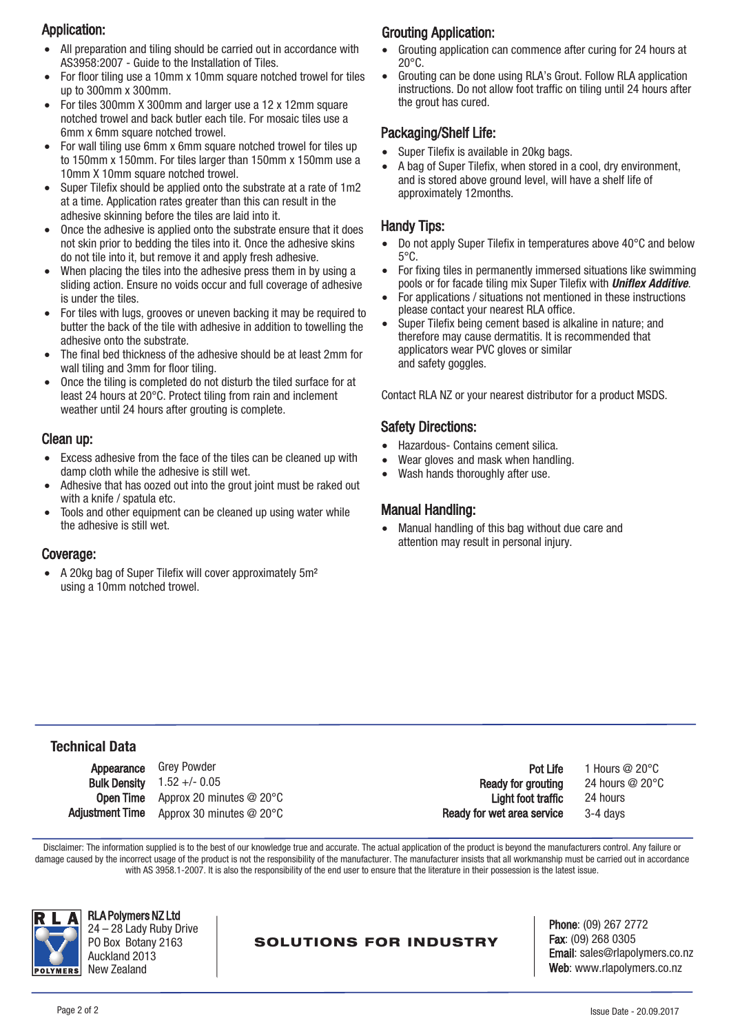## Application:

- All preparation and tiling should be carried out in accordance with AS3958:2007 - Guide to the Installation of Tiles.
- For floor tiling use a 10mm x 10mm square notched trowel for tiles up to 300mm x 300mm.
- For tiles 300mm X 300mm and larger use a 12 x 12mm square notched trowel and back butler each tile. For mosaic tiles use a 6mm x 6mm square notched trowel.
- For wall tiling use 6mm x 6mm square notched trowel for tiles up to 150mm x 150mm. For tiles larger than 150mm x 150mm use a 10mm X 10mm square notched trowel.
- Super Tilefix should be applied onto the substrate at a rate of 1m2 at a time. Application rates greater than this can result in the adhesive skinning before the tiles are laid into it.
- Once the adhesive is applied onto the substrate ensure that it does not skin prior to bedding the tiles into it. Once the adhesive skins do not tile into it, but remove it and apply fresh adhesive.
- When placing the tiles into the adhesive press them in by using a sliding action. Ensure no voids occur and full coverage of adhesive is under the tiles.
- For tiles with lugs, grooves or uneven backing it may be required to butter the back of the tile with adhesive in addition to towelling the adhesive onto the substrate.
- The final bed thickness of the adhesive should be at least 2mm for wall tiling and 3mm for floor tiling.
- Once the tiling is completed do not disturb the tiled surface for at least 24 hours at 20°C. Protect tiling from rain and inclement weather until 24 hours after grouting is complete.

## Clean up:

- Excess adhesive from the face of the tiles can be cleaned up with damp cloth while the adhesive is still wet.
- Adhesive that has oozed out into the grout joint must be raked out with a knife / spatula etc.
- Tools and other equipment can be cleaned up using water while the adhesive is still wet.

## Coverage:

- A 20kg bag of Super Tilefix will cover approximately 5m² using a 10mm notched trowel.

## Grouting Application:

- Grouting application can commence after curing for 24 hours at 20°C.
- Grouting can be done using RLA's Grout. Follow RLA application instructions. Do not allow foot traffic on tiling until 24 hours after the grout has cured.

## Packaging/Shelf Life:

- Super Tilefix is available in 20kg bags.
- A bag of Super Tilefix, when stored in a cool, dry environment, and is stored above ground level, will have a shelf life of approximately 12months.

## Handy Tips:

- Do not apply Super Tilefix in temperatures above 40°C and below 5°C.
- For fixing tiles in permanently immersed situations like swimming pools or for facade tiling mix Super Tilefix with ***Uniflex Additive***.
- For applications / situations not mentioned in these instructions please contact your nearest RLA office.
- Super Tilefix being cement based is alkaline in nature; and therefore may cause dermatitis. It is recommended that applicators wear PVC gloves or similar and safety goggles.

Contact RLA NZ or your nearest distributor for a product MSDS.

## Safety Directions:

- Hazardous- Contains cement silica.
- Wear gloves and mask when handling.
- Wash hands thoroughly after use.

## Manual Handling:

- Manual handling of this bag without due care and attention may result in personal injury.

## Technical Data

| | | | |
|---|---|---|---|
| **Appearance** | Grey Powder | **Pot Life** | 1 Hours @ 20°C |
| **Bulk Density** | 1.52 +/- 0.05 | **Ready for grouting** | 24 hours @ 20°C |
| **Open Time** | Approx 20 minutes @ 20°C | **Light foot traffic** | 24 hours |
| **Adjustment Time** | Approx 30 minutes @ 20°C | **Ready for wet area service** | 3-4 days |

Disclaimer: The information supplied is to the best of our knowledge true and accurate. The actual application of the product is beyond the manufacturers control. Any failure or damage caused by the incorrect usage of the product is not the responsibility of the manufacturer. The manufacturer insists that all workmanship must be carried out in accordance with AS 3958.1-2007. It is also the responsibility of the end user to ensure that the literature in their possession is the latest issue.

**RLA Polymers NZ Ltd**
24 – 28 Lady Ruby Drive
PO Box Botany 2163
Auckland 2013
New Zealand

**SOLUTIONS FOR INDUSTRY**

**Phone**: (09) 267 2772
**Fax**: (09) 268 0305
**Email**: sales@rlapolymers.co.nz
**Web**: www.rlapolymers.co.nz

Issue Date - 20.09.2017